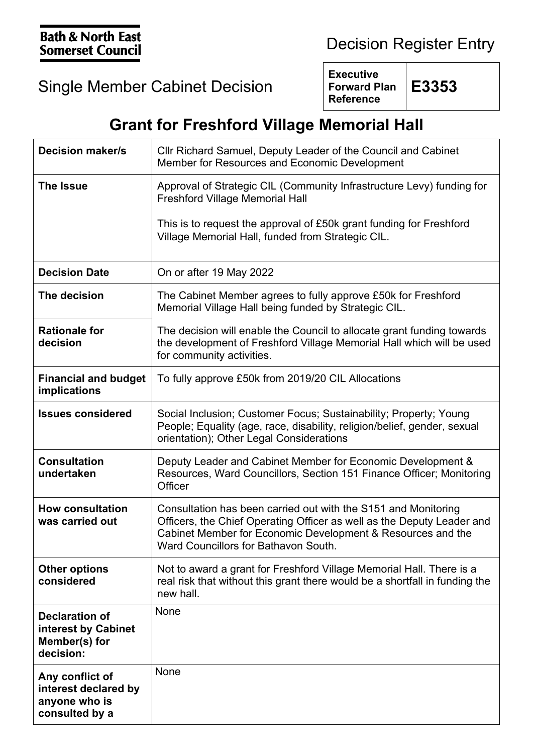**Bath & North East Somerset Council**

# Decision Register Entry

## Single Member Cabinet Decision

| Executive Forward Plan Reference | E3353 |
|---|---|

# Grant for Freshford Village Memorial Hall

| | |
|---|---|
| **Decision maker/s** | Cllr Richard Samuel, Deputy Leader of the Council and Cabinet Member for Resources and Economic Development |
| **The Issue** | Approval of Strategic CIL (Community Infrastructure Levy) funding for Freshford Village Memorial Hall<br><br>This is to request the approval of £50k grant funding for Freshford Village Memorial Hall, funded from Strategic CIL. |
| **Decision Date** | On or after 19 May 2022 |
| **The decision** | The Cabinet Member agrees to fully approve £50k for Freshford Memorial Village Hall being funded by Strategic CIL. |
| **Rationale for decision** | The decision will enable the Council to allocate grant funding towards the development of Freshford Village Memorial Hall which will be used for community activities. |
| **Financial and budget implications** | To fully approve £50k from 2019/20 CIL Allocations |
| **Issues considered** | Social Inclusion; Customer Focus; Sustainability; Property; Young People; Equality (age, race, disability, religion/belief, gender, sexual orientation); Other Legal Considerations |
| **Consultation undertaken** | Deputy Leader and Cabinet Member for Economic Development & Resources, Ward Councillors, Section 151 Finance Officer; Monitoring Officer |
| **How consultation was carried out** | Consultation has been carried out with the S151 and Monitoring Officers, the Chief Operating Officer as well as the Deputy Leader and Cabinet Member for Economic Development & Resources and the Ward Councillors for Bathavon South. |
| **Other options considered** | Not to award a grant for Freshford Village Memorial Hall. There is a real risk that without this grant there would be a shortfall in funding the new hall. |
| **Declaration of interest by Cabinet Member(s) for decision:** | None |
| **Any conflict of interest declared by anyone who is consulted by a** | None |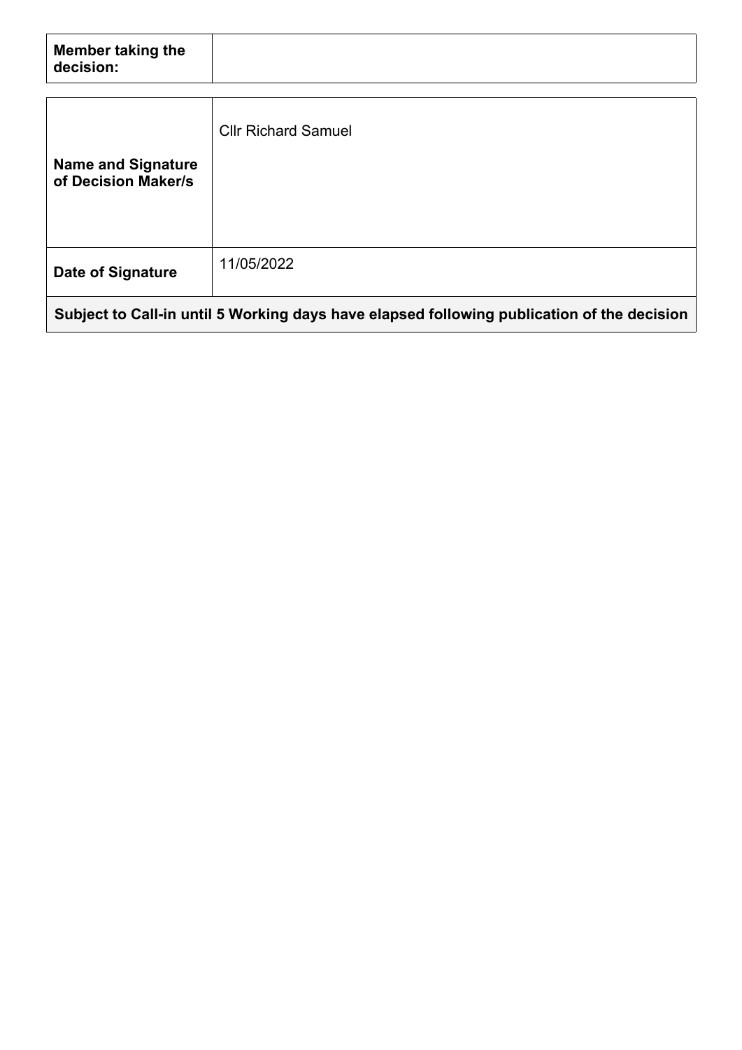| | |
|---|---|
| **Member taking the decision:** | |

| | |
|---|---|
| **Name and Signature of Decision Maker/s** | Cllr Richard Samuel |
| **Date of Signature** | 11/05/2022 |
| **Subject to Call-in until 5 Working days have elapsed following publication of the decision** | |